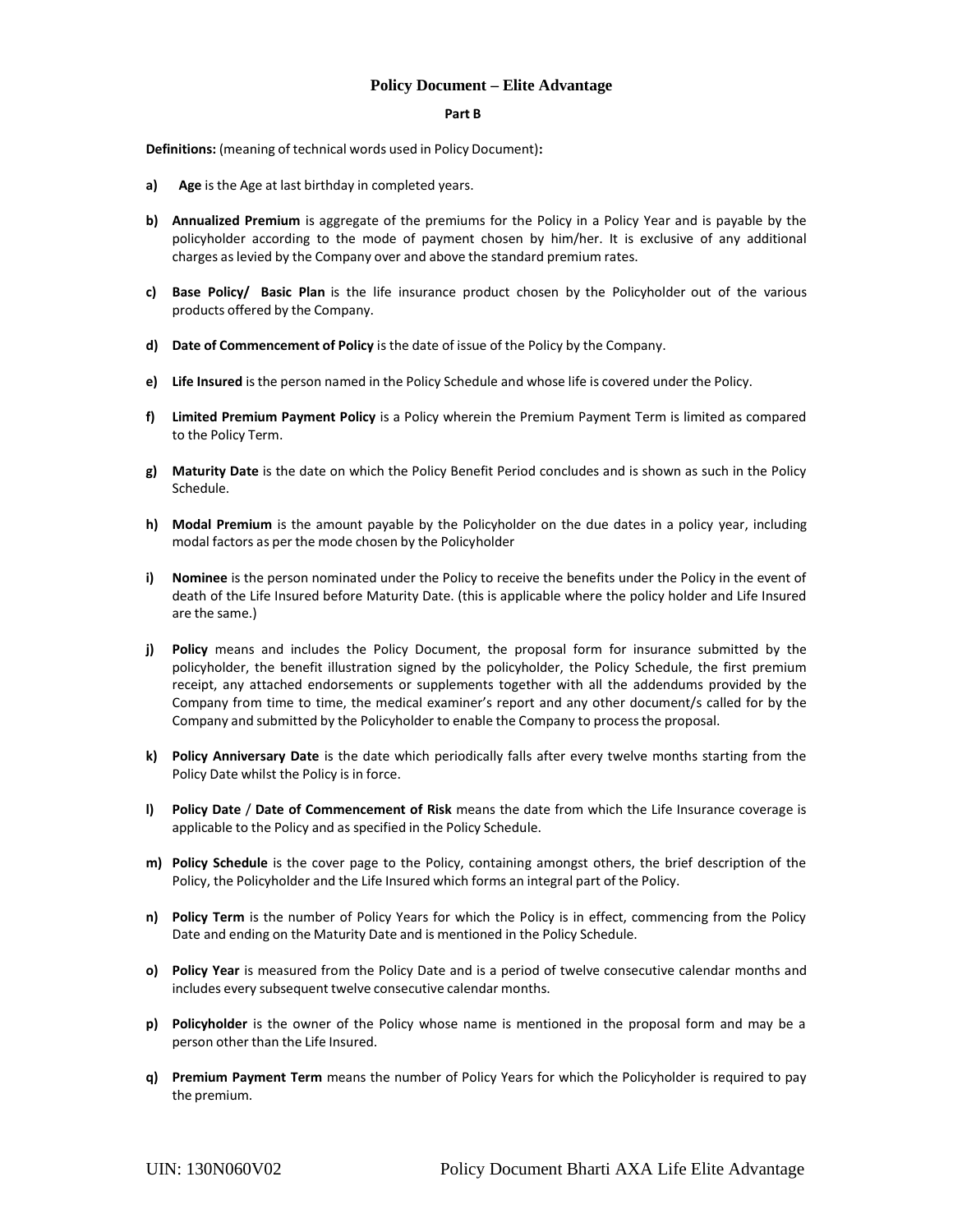# Policy Document – Elite Advantage

## Part B

**Definitions:** (meaning of technical words used in Policy Document)**:**

- **a) Age** is the Age at last birthday in completed years.
- **b) Annualized Premium** is aggregate of the premiums for the Policy in a Policy Year and is payable by the policyholder according to the mode of payment chosen by him/her. It is exclusive of any additional charges as levied by the Company over and above the standard premium rates.
- **c) Base Policy/ Basic Plan** is the life insurance product chosen by the Policyholder out of the various products offered by the Company.
- **d) Date of Commencement of Policy** is the date of issue of the Policy by the Company.
- **e) Life Insured** is the person named in the Policy Schedule and whose life is covered under the Policy.
- **f) Limited Premium Payment Policy** is a Policy wherein the Premium Payment Term is limited as compared to the Policy Term.
- **g) Maturity Date** is the date on which the Policy Benefit Period concludes and is shown as such in the Policy Schedule.
- **h) Modal Premium** is the amount payable by the Policyholder on the due dates in a policy year, including modal factors as per the mode chosen by the Policyholder
- **i) Nominee** is the person nominated under the Policy to receive the benefits under the Policy in the event of death of the Life Insured before Maturity Date. (this is applicable where the policy holder and Life Insured are the same.)
- **j) Policy** means and includes the Policy Document, the proposal form for insurance submitted by the policyholder, the benefit illustration signed by the policyholder, the Policy Schedule, the first premium receipt, any attached endorsements or supplements together with all the addendums provided by the Company from time to time, the medical examiner's report and any other document/s called for by the Company and submitted by the Policyholder to enable the Company to process the proposal.
- **k) Policy Anniversary Date** is the date which periodically falls after every twelve months starting from the Policy Date whilst the Policy is in force.
- **l) Policy Date** / **Date of Commencement of Risk** means the date from which the Life Insurance coverage is applicable to the Policy and as specified in the Policy Schedule.
- **m) Policy Schedule** is the cover page to the Policy, containing amongst others, the brief description of the Policy, the Policyholder and the Life Insured which forms an integral part of the Policy.
- **n) Policy Term** is the number of Policy Years for which the Policy is in effect, commencing from the Policy Date and ending on the Maturity Date and is mentioned in the Policy Schedule.
- **o) Policy Year** is measured from the Policy Date and is a period of twelve consecutive calendar months and includes every subsequent twelve consecutive calendar months.
- **p) Policyholder** is the owner of the Policy whose name is mentioned in the proposal form and may be a person other than the Life Insured.
- **q) Premium Payment Term** means the number of Policy Years for which the Policyholder is required to pay the premium.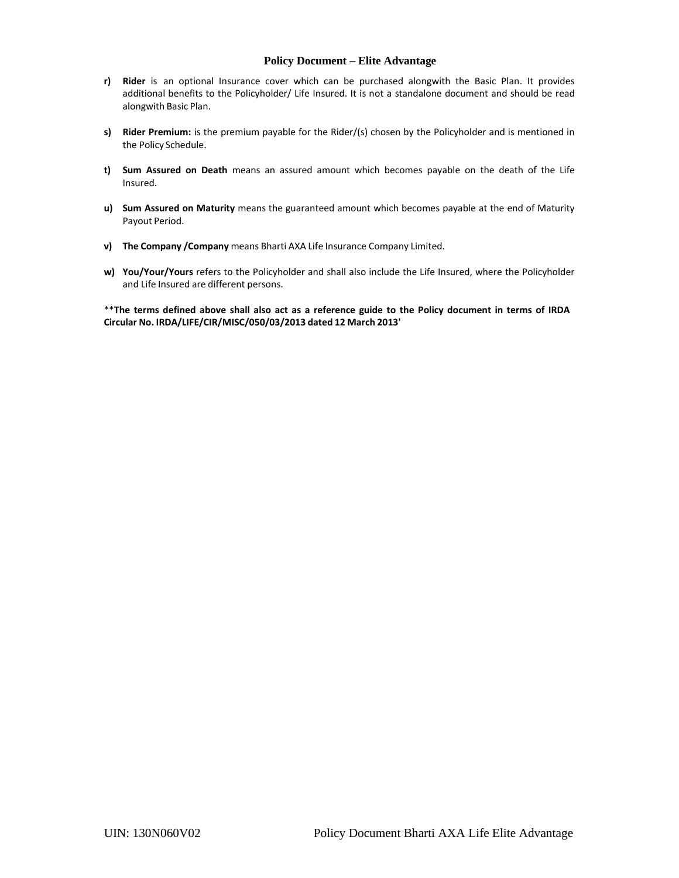- **r) Rider** is an optional Insurance cover which can be purchased alongwith the Basic Plan. It provides additional benefits to the Policyholder/ Life Insured. It is not a standalone document and should be read alongwith Basic Plan.

- **s) Rider Premium:** is the premium payable for the Rider/(s) chosen by the Policyholder and is mentioned in the Policy Schedule.

- **t) Sum Assured on Death** means an assured amount which becomes payable on the death of the Life Insured.

- **u) Sum Assured on Maturity** means the guaranteed amount which becomes payable at the end of Maturity Payout Period.

- **v) The Company /Company** means Bharti AXA Life Insurance Company Limited.

- **w) You/Your/Yours** refers to the Policyholder and shall also include the Life Insured, where the Policyholder and Life Insured are different persons.

****The terms defined above shall also act as a reference guide to the Policy document in terms of IRDA Circular No. IRDA/LIFE/CIR/MISC/050/03/2013 dated 12 March 2013'**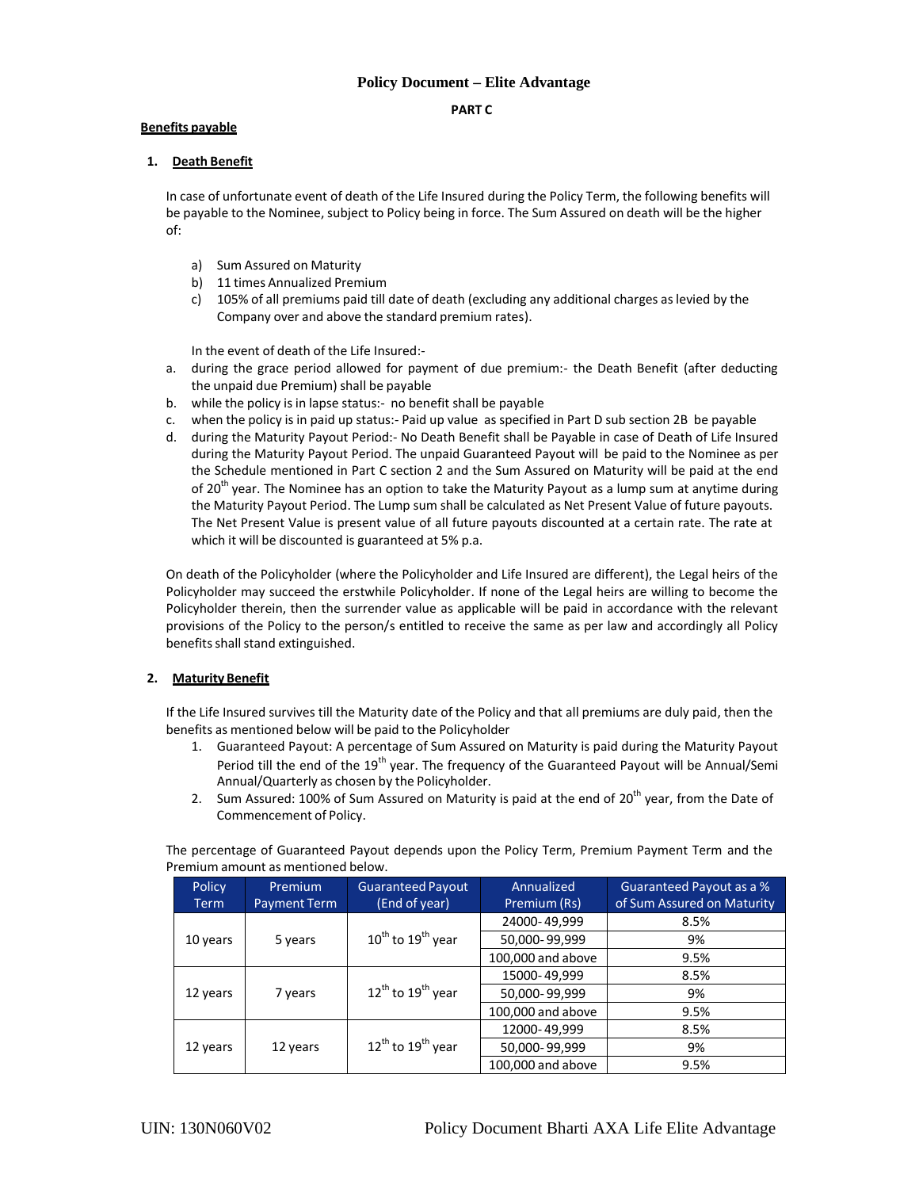# Policy Document – Elite Advantage

**PART C**

**Benefits payable**

1. **Death Benefit**

In case of unfortunate event of death of the Life Insured during the Policy Term, the following benefits will be payable to the Nominee, subject to Policy being in force. The Sum Assured on death will be the higher of:

a) Sum Assured on Maturity
b) 11 times Annualized Premium
c) 105% of all premiums paid till date of death (excluding any additional charges as levied by the Company over and above the standard premium rates).

In the event of death of the Life Insured:-

a. during the grace period allowed for payment of due premium:- the Death Benefit (after deducting the unpaid due Premium) shall be payable
b. while the policy is in lapse status:- no benefit shall be payable
c. when the policy is in paid up status:- Paid up value as specified in Part D sub section 2B be payable
d. during the Maturity Payout Period:- No Death Benefit shall be Payable in case of Death of Life Insured during the Maturity Payout Period. The unpaid Guaranteed Payout will be paid to the Nominee as per the Schedule mentioned in Part C section 2 and the Sum Assured on Maturity will be paid at the end of 20th year. The Nominee has an option to take the Maturity Payout as a lump sum at anytime during the Maturity Payout Period. The Lump sum shall be calculated as Net Present Value of future payouts. The Net Present Value is present value of all future payouts discounted at a certain rate. The rate at which it will be discounted is guaranteed at 5% p.a.

On death of the Policyholder (where the Policyholder and Life Insured are different), the Legal heirs of the Policyholder may succeed the erstwhile Policyholder. If none of the Legal heirs are willing to become the Policyholder therein, then the surrender value as applicable will be paid in accordance with the relevant provisions of the Policy to the person/s entitled to receive the same as per law and accordingly all Policy benefits shall stand extinguished.

2. **Maturity Benefit**

If the Life Insured survives till the Maturity date of the Policy and that all premiums are duly paid, then the benefits as mentioned below will be paid to the Policyholder

1. Guaranteed Payout: A percentage of Sum Assured on Maturity is paid during the Maturity Payout Period till the end of the 19th year. The frequency of the Guaranteed Payout will be Annual/Semi Annual/Quarterly as chosen by the Policyholder.
2. Sum Assured: 100% of Sum Assured on Maturity is paid at the end of 20th year, from the Date of Commencement of Policy.

The percentage of Guaranteed Payout depends upon the Policy Term, Premium Payment Term and the Premium amount as mentioned below.

| Policy Term | Premium Payment Term | Guaranteed Payout (End of year) | Annualized Premium (Rs) | Guaranteed Payout as a % of Sum Assured on Maturity |
|---|---|---|---|---|
| 10 years | 5 years | 10th to 19th year | 24000- 49,999 | 8.5% |
| | | | 50,000- 99,999 | 9% |
| | | | 100,000 and above | 9.5% |
| 12 years | 7 years | 12th to 19th year | 15000- 49,999 | 8.5% |
| | | | 50,000- 99,999 | 9% |
| | | | 100,000 and above | 9.5% |
| 12 years | 12 years | 12th to 19th year | 12000- 49,999 | 8.5% |
| | | | 50,000- 99,999 | 9% |
| | | | 100,000 and above | 9.5% |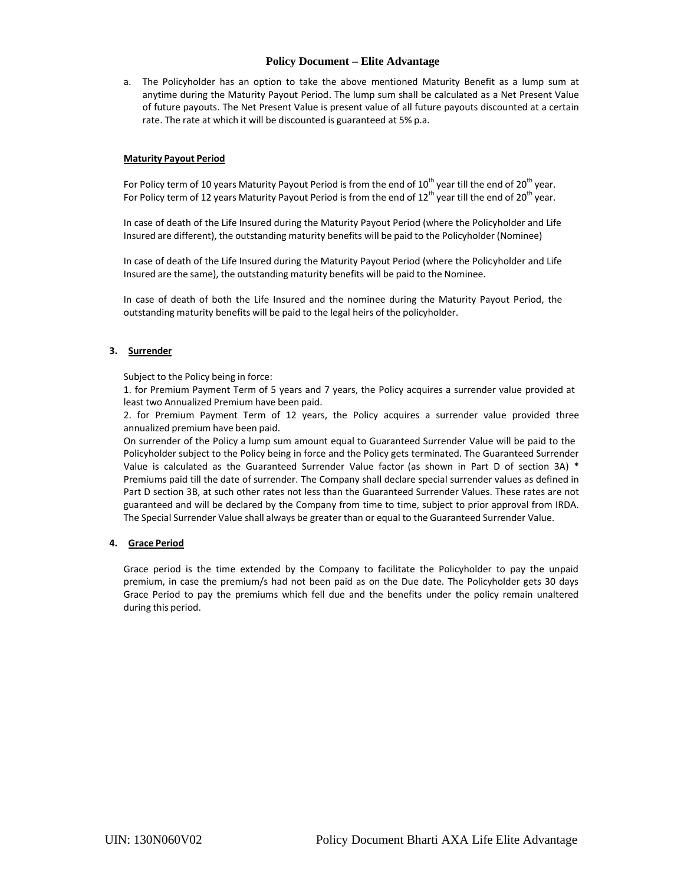a. The Policyholder has an option to take the above mentioned Maturity Benefit as a lump sum at anytime during the Maturity Payout Period. The lump sum shall be calculated as a Net Present Value of future payouts. The Net Present Value is present value of all future payouts discounted at a certain rate. The rate at which it will be discounted is guaranteed at 5% p.a.

**Maturity Payout Period**

For Policy term of 10 years Maturity Payout Period is from the end of 10th year till the end of 20th year.
For Policy term of 12 years Maturity Payout Period is from the end of 12th year till the end of 20th year.

In case of death of the Life Insured during the Maturity Payout Period (where the Policyholder and Life Insured are different), the outstanding maturity benefits will be paid to the Policyholder (Nominee)

In case of death of the Life Insured during the Maturity Payout Period (where the Policyholder and Life Insured are the same), the outstanding maturity benefits will be paid to the Nominee.

In case of death of both the Life Insured and the nominee during the Maturity Payout Period, the outstanding maturity benefits will be paid to the legal heirs of the policyholder.

**3. Surrender**

Subject to the Policy being in force:

1. for Premium Payment Term of 5 years and 7 years, the Policy acquires a surrender value provided at least two Annualized Premium have been paid.
2. for Premium Payment Term of 12 years, the Policy acquires a surrender value provided three annualized premium have been paid.

On surrender of the Policy a lump sum amount equal to Guaranteed Surrender Value will be paid to the Policyholder subject to the Policy being in force and the Policy gets terminated. The Guaranteed Surrender Value is calculated as the Guaranteed Surrender Value factor (as shown in Part D of section 3A) * Premiums paid till the date of surrender. The Company shall declare special surrender values as defined in Part D section 3B, at such other rates not less than the Guaranteed Surrender Values. These rates are not guaranteed and will be declared by the Company from time to time, subject to prior approval from IRDA. The Special Surrender Value shall always be greater than or equal to the Guaranteed Surrender Value.

**4. Grace Period**

Grace period is the time extended by the Company to facilitate the Policyholder to pay the unpaid premium, in case the premium/s had not been paid as on the Due date. The Policyholder gets 30 days Grace Period to pay the premiums which fell due and the benefits under the policy remain unaltered during this period.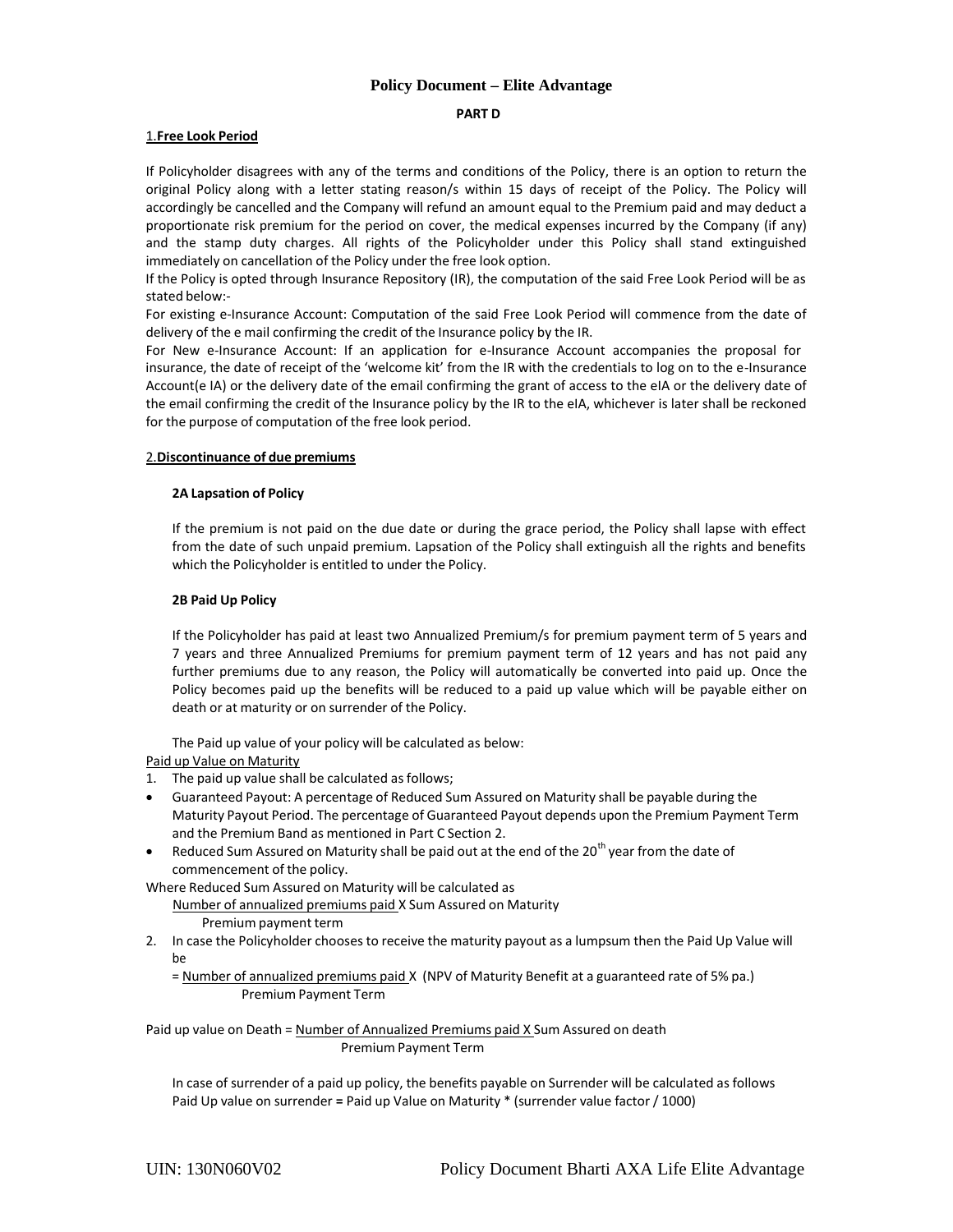# Policy Document – Elite Advantage

**PART D**

## 1. Free Look Period

If Policyholder disagrees with any of the terms and conditions of the Policy, there is an option to return the original Policy along with a letter stating reason/s within 15 days of receipt of the Policy. The Policy will accordingly be cancelled and the Company will refund an amount equal to the Premium paid and may deduct a proportionate risk premium for the period on cover, the medical expenses incurred by the Company (if any) and the stamp duty charges. All rights of the Policyholder under this Policy shall stand extinguished immediately on cancellation of the Policy under the free look option.

If the Policy is opted through Insurance Repository (IR), the computation of the said Free Look Period will be as stated below:-

For existing e-Insurance Account: Computation of the said Free Look Period will commence from the date of delivery of the e mail confirming the credit of the Insurance policy by the IR.

For New e-Insurance Account: If an application for e-Insurance Account accompanies the proposal for insurance, the date of receipt of the 'welcome kit' from the IR with the credentials to log on to the e-Insurance Account(e IA) or the delivery date of the email confirming the grant of access to the eIA or the delivery date of the email confirming the credit of the Insurance policy by the IR to the eIA, whichever is later shall be reckoned for the purpose of computation of the free look period.

## 2. Discontinuance of due premiums

### 2A Lapsation of Policy

If the premium is not paid on the due date or during the grace period, the Policy shall lapse with effect from the date of such unpaid premium. Lapsation of the Policy shall extinguish all the rights and benefits which the Policyholder is entitled to under the Policy.

### 2B Paid Up Policy

If the Policyholder has paid at least two Annualized Premium/s for premium payment term of 5 years and 7 years and three Annualized Premiums for premium payment term of 12 years and has not paid any further premiums due to any reason, the Policy will automatically be converted into paid up. Once the Policy becomes paid up the benefits will be reduced to a paid up value which will be payable either on death or at maturity or on surrender of the Policy.

The Paid up value of your policy will be calculated as below:

Paid up Value on Maturity

1. The paid up value shall be calculated as follows;
   - Guaranteed Payout: A percentage of Reduced Sum Assured on Maturity shall be payable during the Maturity Payout Period. The percentage of Guaranteed Payout depends upon the Premium Payment Term and the Premium Band as mentioned in Part C Section 2.
   - Reduced Sum Assured on Maturity shall be paid out at the end of the 20th year from the date of commencement of the policy.

   Where Reduced Sum Assured on Maturity will be calculated as

   $$\frac{\text{Number of annualized premiums paid}}{\text{Premium payment term}} \times \text{Sum Assured on Maturity}$$

2. In case the Policyholder chooses to receive the maturity payout as a lumpsum then the Paid Up Value will be

   $$= \frac{\text{Number of annualized premiums paid}}{\text{Premium Payment Term}} \times (\text{NPV of Maturity Benefit at a guaranteed rate of 5\% pa.})$$

Paid up value on Death = $\frac{\text{Number of Annualized Premiums paid}}{\text{Premium Payment Term}} \times \text{Sum Assured on death}$

In case of surrender of a paid up policy, the benefits payable on Surrender will be calculated as follows

Paid Up value on surrender = Paid up Value on Maturity * (surrender value factor / 1000)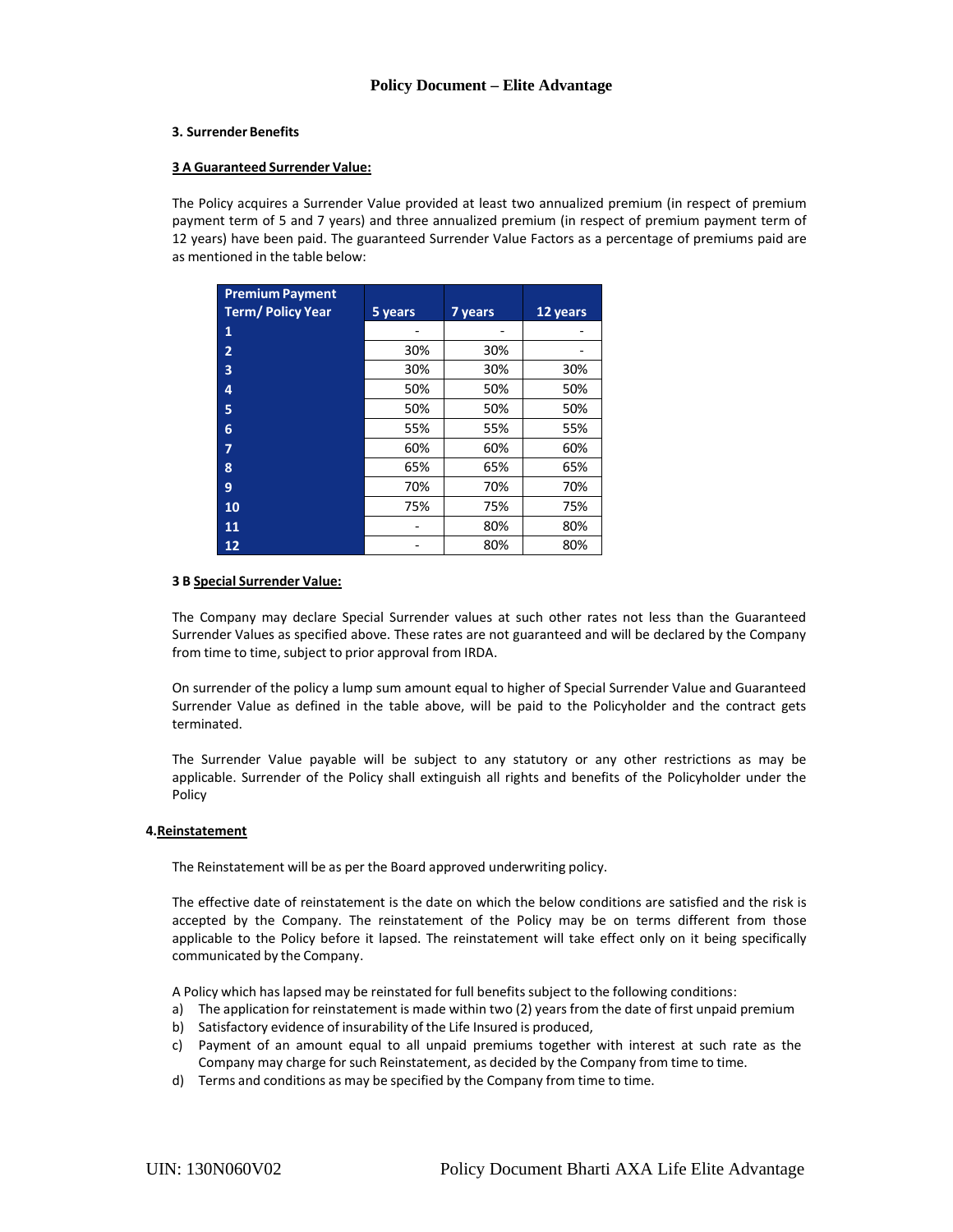### 3. Surrender Benefits

**3 A Guaranteed Surrender Value:**

The Policy acquires a Surrender Value provided at least two annualized premium (in respect of premium payment term of 5 and 7 years) and three annualized premium (in respect of premium payment term of 12 years) have been paid. The guaranteed Surrender Value Factors as a percentage of premiums paid are as mentioned in the table below:

| Premium Payment Term/ Policy Year | 5 years | 7 years | 12 years |
|---|---|---|---|
| 1 | - | - | - |
| 2 | 30% | 30% | - |
| 3 | 30% | 30% | 30% |
| 4 | 50% | 50% | 50% |
| 5 | 50% | 50% | 50% |
| 6 | 55% | 55% | 55% |
| 7 | 60% | 60% | 60% |
| 8 | 65% | 65% | 65% |
| 9 | 70% | 70% | 70% |
| 10 | 75% | 75% | 75% |
| 11 | - | 80% | 80% |
| 12 | - | 80% | 80% |

**3 B Special Surrender Value:**

The Company may declare Special Surrender values at such other rates not less than the Guaranteed Surrender Values as specified above. These rates are not guaranteed and will be declared by the Company from time to time, subject to prior approval from IRDA.

On surrender of the policy a lump sum amount equal to higher of Special Surrender Value and Guaranteed Surrender Value as defined in the table above, will be paid to the Policyholder and the contract gets terminated.

The Surrender Value payable will be subject to any statutory or any other restrictions as may be applicable. Surrender of the Policy shall extinguish all rights and benefits of the Policyholder under the Policy

### 4. Reinstatement

The Reinstatement will be as per the Board approved underwriting policy.

The effective date of reinstatement is the date on which the below conditions are satisfied and the risk is accepted by the Company. The reinstatement of the Policy may be on terms different from those applicable to the Policy before it lapsed. The reinstatement will take effect only on it being specifically communicated by the Company.

A Policy which has lapsed may be reinstated for full benefits subject to the following conditions:

a) The application for reinstatement is made within two (2) years from the date of first unpaid premium
b) Satisfactory evidence of insurability of the Life Insured is produced,
c) Payment of an amount equal to all unpaid premiums together with interest at such rate as the Company may charge for such Reinstatement, as decided by the Company from time to time.
d) Terms and conditions as may be specified by the Company from time to time.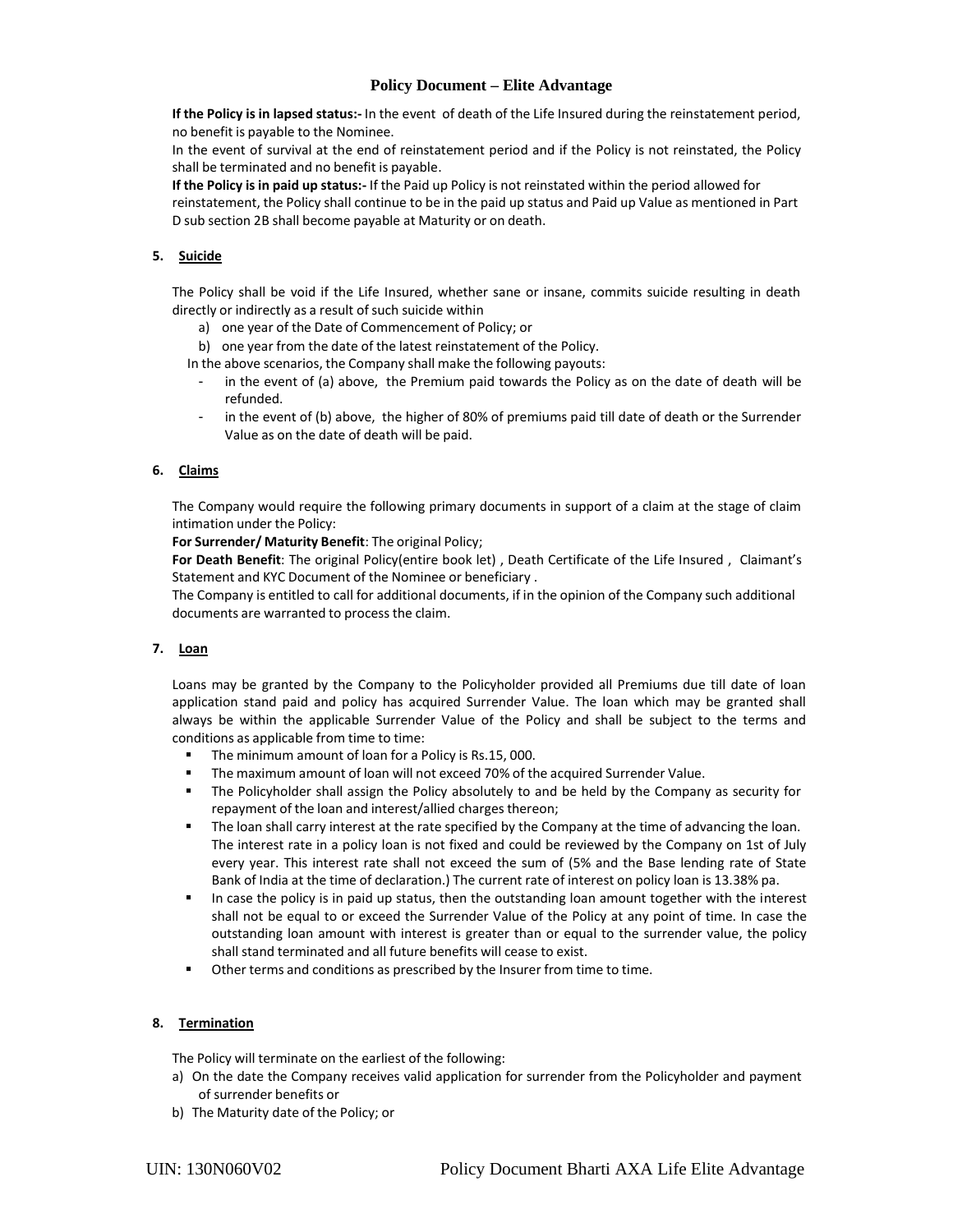**If the Policy is in lapsed status:-** In the event of death of the Life Insured during the reinstatement period, no benefit is payable to the Nominee.

In the event of survival at the end of reinstatement period and if the Policy is not reinstated, the Policy shall be terminated and no benefit is payable.

**If the Policy is in paid up status:-** If the Paid up Policy is not reinstated within the period allowed for reinstatement, the Policy shall continue to be in the paid up status and Paid up Value as mentioned in Part D sub section 2B shall become payable at Maturity or on death.

### 5. Suicide

The Policy shall be void if the Life Insured, whether sane or insane, commits suicide resulting in death directly or indirectly as a result of such suicide within

a) one year of the Date of Commencement of Policy; or
b) one year from the date of the latest reinstatement of the Policy.

In the above scenarios, the Company shall make the following payouts:

- in the event of (a) above, the Premium paid towards the Policy as on the date of death will be refunded.
- in the event of (b) above, the higher of 80% of premiums paid till date of death or the Surrender Value as on the date of death will be paid.

### 6. Claims

The Company would require the following primary documents in support of a claim at the stage of claim intimation under the Policy:

**For Surrender/ Maturity Benefit**: The original Policy;

**For Death Benefit**: The original Policy(entire book let) , Death Certificate of the Life Insured , Claimant's Statement and KYC Document of the Nominee or beneficiary .

The Company is entitled to call for additional documents, if in the opinion of the Company such additional documents are warranted to process the claim.

### 7. Loan

Loans may be granted by the Company to the Policyholder provided all Premiums due till date of loan application stand paid and policy has acquired Surrender Value. The loan which may be granted shall always be within the applicable Surrender Value of the Policy and shall be subject to the terms and conditions as applicable from time to time:

- The minimum amount of loan for a Policy is Rs.15, 000.
- The maximum amount of loan will not exceed 70% of the acquired Surrender Value.
- The Policyholder shall assign the Policy absolutely to and be held by the Company as security for repayment of the loan and interest/allied charges thereon;
- The loan shall carry interest at the rate specified by the Company at the time of advancing the loan. The interest rate in a policy loan is not fixed and could be reviewed by the Company on 1st of July every year. This interest rate shall not exceed the sum of (5% and the Base lending rate of State Bank of India at the time of declaration.) The current rate of interest on policy loan is 13.38% pa.
- In case the policy is in paid up status, then the outstanding loan amount together with the interest shall not be equal to or exceed the Surrender Value of the Policy at any point of time. In case the outstanding loan amount with interest is greater than or equal to the surrender value, the policy shall stand terminated and all future benefits will cease to exist.
- Other terms and conditions as prescribed by the Insurer from time to time.

### 8. Termination

The Policy will terminate on the earliest of the following:

a) On the date the Company receives valid application for surrender from the Policyholder and payment of surrender benefits or
b) The Maturity date of the Policy; or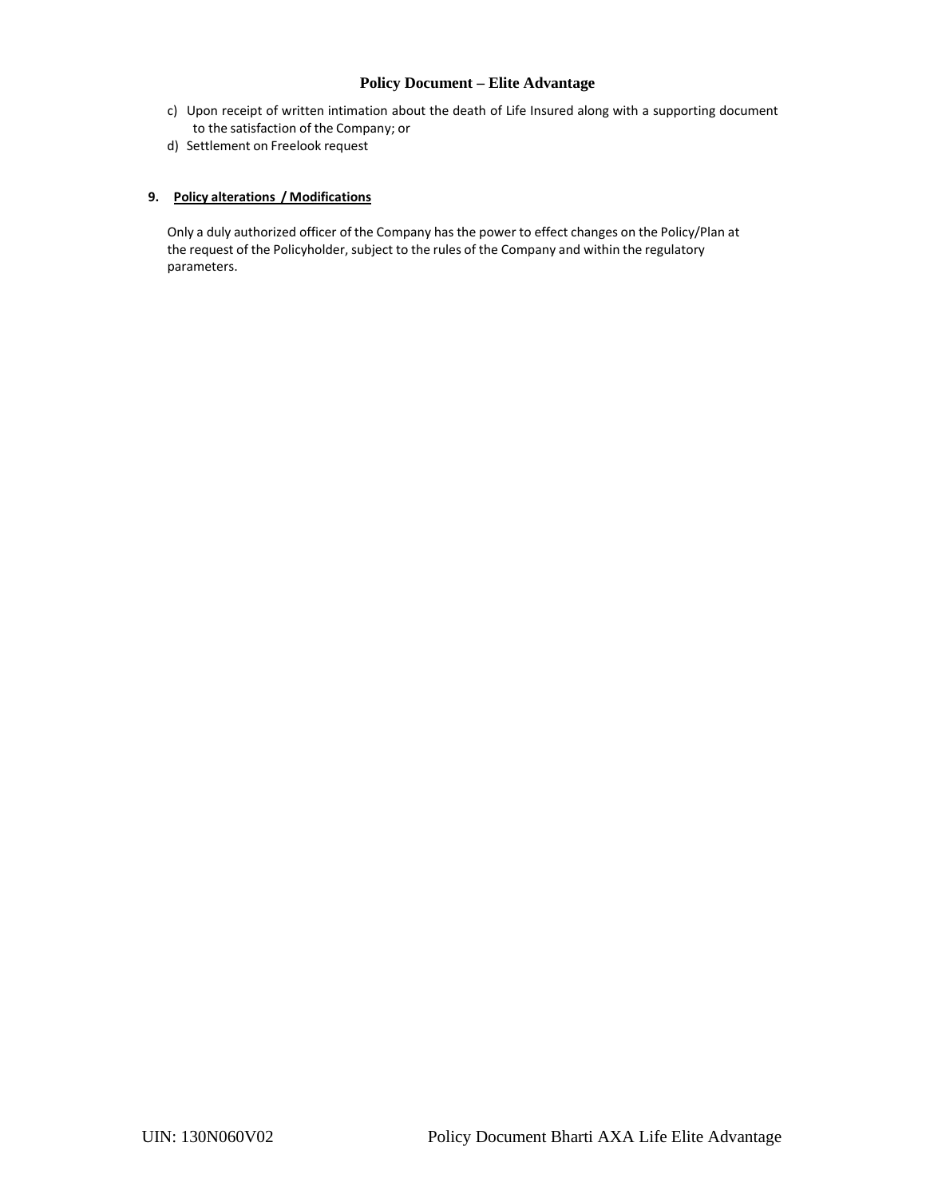c) Upon receipt of written intimation about the death of Life Insured along with a supporting document to the satisfaction of the Company; or
d) Settlement on Freelook request

**9. Policy alterations / Modifications**

Only a duly authorized officer of the Company has the power to effect changes on the Policy/Plan at the request of the Policyholder, subject to the rules of the Company and within the regulatory parameters.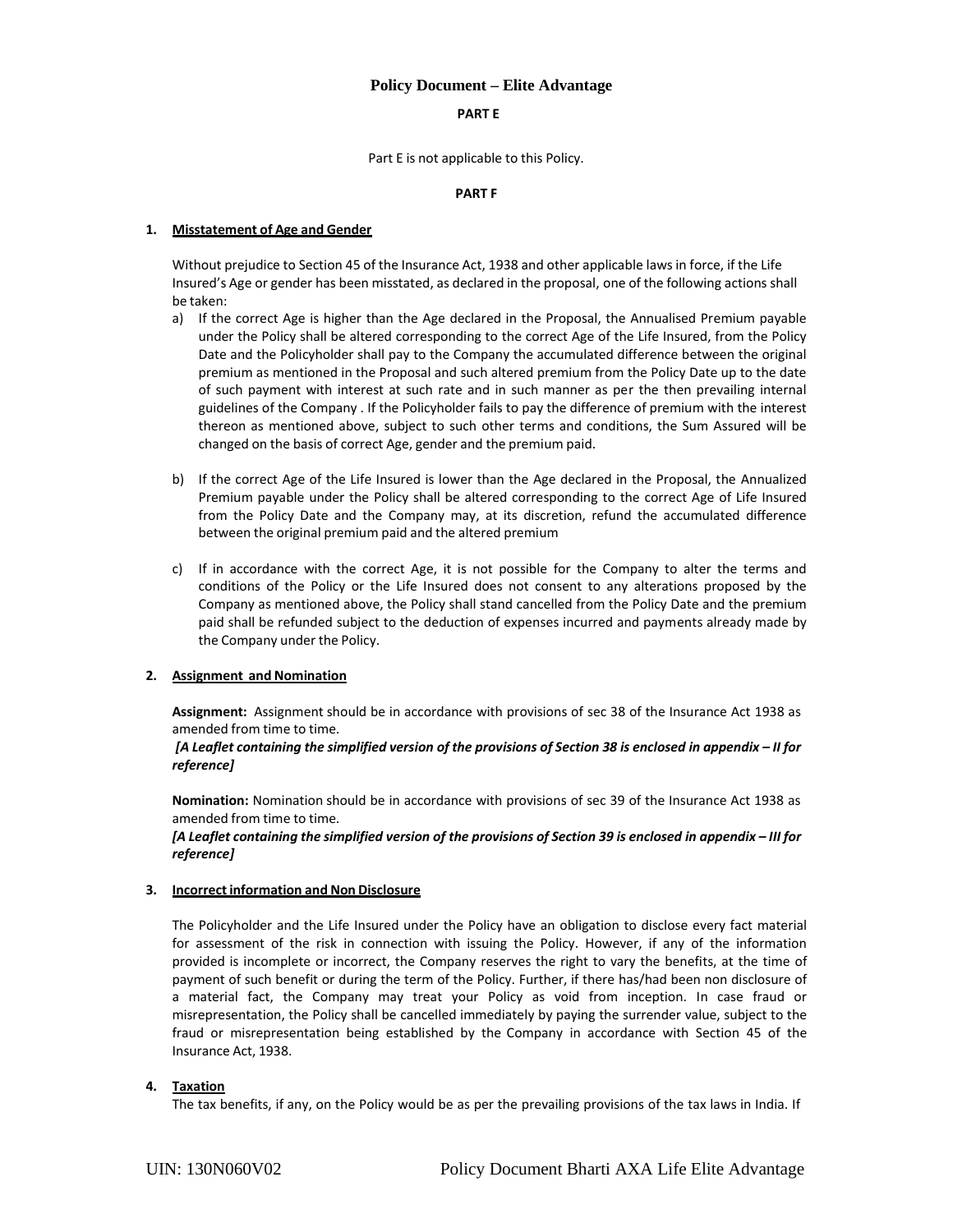**Policy Document – Elite Advantage**

**PART E**

Part E is not applicable to this Policy.

**PART F**

**1. Misstatement of Age and Gender**

Without prejudice to Section 45 of the Insurance Act, 1938 and other applicable laws in force, if the Life Insured's Age or gender has been misstated, as declared in the proposal, one of the following actions shall be taken:

a) If the correct Age is higher than the Age declared in the Proposal, the Annualised Premium payable under the Policy shall be altered corresponding to the correct Age of the Life Insured, from the Policy Date and the Policyholder shall pay to the Company the accumulated difference between the original premium as mentioned in the Proposal and such altered premium from the Policy Date up to the date of such payment with interest at such rate and in such manner as per the then prevailing internal guidelines of the Company . If the Policyholder fails to pay the difference of premium with the interest thereon as mentioned above, subject to such other terms and conditions, the Sum Assured will be changed on the basis of correct Age, gender and the premium paid.

b) If the correct Age of the Life Insured is lower than the Age declared in the Proposal, the Annualized Premium payable under the Policy shall be altered corresponding to the correct Age of Life Insured from the Policy Date and the Company may, at its discretion, refund the accumulated difference between the original premium paid and the altered premium

c) If in accordance with the correct Age, it is not possible for the Company to alter the terms and conditions of the Policy or the Life Insured does not consent to any alterations proposed by the Company as mentioned above, the Policy shall stand cancelled from the Policy Date and the premium paid shall be refunded subject to the deduction of expenses incurred and payments already made by the Company under the Policy.

**2. Assignment and Nomination**

**Assignment:** Assignment should be in accordance with provisions of sec 38 of the Insurance Act 1938 as amended from time to time.

***[A Leaflet containing the simplified version of the provisions of Section 38 is enclosed in appendix – II for reference]***

**Nomination:** Nomination should be in accordance with provisions of sec 39 of the Insurance Act 1938 as amended from time to time.

***[A Leaflet containing the simplified version of the provisions of Section 39 is enclosed in appendix – III for reference]***

**3. Incorrect information and Non Disclosure**

The Policyholder and the Life Insured under the Policy have an obligation to disclose every fact material for assessment of the risk in connection with issuing the Policy. However, if any of the information provided is incomplete or incorrect, the Company reserves the right to vary the benefits, at the time of payment of such benefit or during the term of the Policy. Further, if there has/had been non disclosure of a material fact, the Company may treat your Policy as void from inception. In case fraud or misrepresentation, the Policy shall be cancelled immediately by paying the surrender value, subject to the fraud or misrepresentation being established by the Company in accordance with Section 45 of the Insurance Act, 1938.

**4. Taxation**

The tax benefits, if any, on the Policy would be as per the prevailing provisions of the tax laws in India. If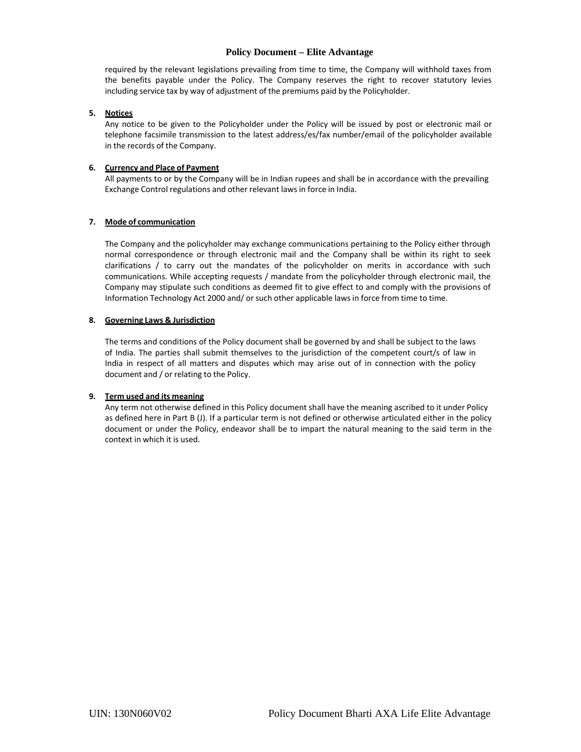required by the relevant legislations prevailing from time to time, the Company will withhold taxes from the benefits payable under the Policy. The Company reserves the right to recover statutory levies including service tax by way of adjustment of the premiums paid by the Policyholder.

5. **Notices**
   Any notice to be given to the Policyholder under the Policy will be issued by post or electronic mail or telephone facsimile transmission to the latest address/es/fax number/email of the policyholder available in the records of the Company.

6. **Currency and Place of Payment**
   All payments to or by the Company will be in Indian rupees and shall be in accordance with the prevailing Exchange Control regulations and other relevant laws in force in India.

7. **Mode of communication**

   The Company and the policyholder may exchange communications pertaining to the Policy either through normal correspondence or through electronic mail and the Company shall be within its right to seek clarifications / to carry out the mandates of the policyholder on merits in accordance with such communications. While accepting requests / mandate from the policyholder through electronic mail, the Company may stipulate such conditions as deemed fit to give effect to and comply with the provisions of Information Technology Act 2000 and/ or such other applicable laws in force from time to time.

8. **Governing Laws & Jurisdiction**

   The terms and conditions of the Policy document shall be governed by and shall be subject to the laws of India. The parties shall submit themselves to the jurisdiction of the competent court/s of law in India in respect of all matters and disputes which may arise out of in connection with the policy document and / or relating to the Policy.

9. **Term used and its meaning**
   Any term not otherwise defined in this Policy document shall have the meaning ascribed to it under Policy as defined here in Part B (J). If a particular term is not defined or otherwise articulated either in the policy document or under the Policy, endeavor shall be to impart the natural meaning to the said term in the context in which it is used.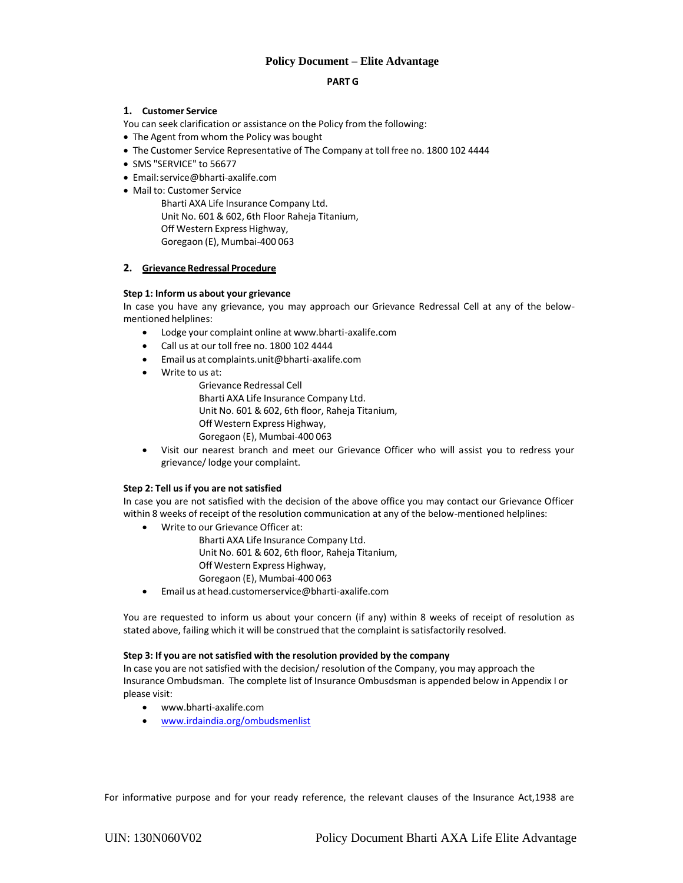# Policy Document – Elite Advantage

## PART G

### 1. Customer Service

You can seek clarification or assistance on the Policy from the following:

- The Agent from whom the Policy was bought
- The Customer Service Representative of The Company at toll free no. 1800 102 4444
- SMS "SERVICE" to 56677
- Email: service@bharti-axalife.com
- Mail to: Customer Service
  Bharti AXA Life Insurance Company Ltd.
  Unit No. 601 & 602, 6th Floor Raheja Titanium,
  Off Western Express Highway,
  Goregaon (E), Mumbai-400 063

### 2. Grievance Redressal Procedure

**Step 1: Inform us about your grievance**

In case you have any grievance, you may approach our Grievance Redressal Cell at any of the below-mentioned helplines:

- Lodge your complaint online at www.bharti-axalife.com
- Call us at our toll free no. 1800 102 4444
- Email us at complaints.unit@bharti-axalife.com
- Write to us at:
  Grievance Redressal Cell
  Bharti AXA Life Insurance Company Ltd.
  Unit No. 601 & 602, 6th floor, Raheja Titanium,
  Off Western Express Highway,
  Goregaon (E), Mumbai-400 063
- Visit our nearest branch and meet our Grievance Officer who will assist you to redress your grievance/ lodge your complaint.

**Step 2: Tell us if you are not satisfied**

In case you are not satisfied with the decision of the above office you may contact our Grievance Officer within 8 weeks of receipt of the resolution communication at any of the below-mentioned helplines:

- Write to our Grievance Officer at:
  Bharti AXA Life Insurance Company Ltd.
  Unit No. 601 & 602, 6th floor, Raheja Titanium,
  Off Western Express Highway,
  Goregaon (E), Mumbai-400 063
- Email us at head.customerservice@bharti-axalife.com

You are requested to inform us about your concern (if any) within 8 weeks of receipt of resolution as stated above, failing which it will be construed that the complaint is satisfactorily resolved.

**Step 3: If you are not satisfied with the resolution provided by the company**

In case you are not satisfied with the decision/ resolution of the Company, you may approach the Insurance Ombudsman. The complete list of Insurance Ombusdsman is appended below in Appendix I or please visit:

- www.bharti-axalife.com
- www.irdaindia.org/ombudsmenlist

For informative purpose and for your ready reference, the relevant clauses of the Insurance Act,1938 are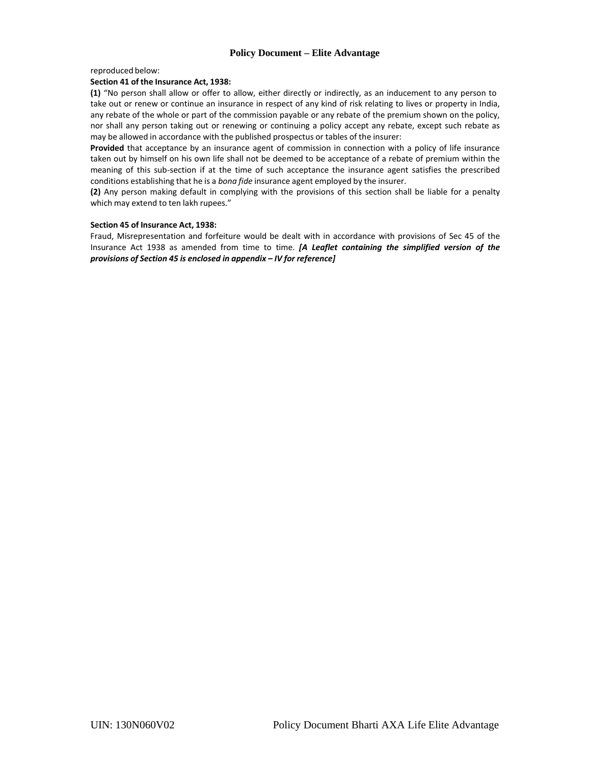reproduced below:

**Section 41 of the Insurance Act, 1938:**

**(1)** "No person shall allow or offer to allow, either directly or indirectly, as an inducement to any person to take out or renew or continue an insurance in respect of any kind of risk relating to lives or property in India, any rebate of the whole or part of the commission payable or any rebate of the premium shown on the policy, nor shall any person taking out or renewing or continuing a policy accept any rebate, except such rebate as may be allowed in accordance with the published prospectus or tables of the insurer:

**Provided** that acceptance by an insurance agent of commission in connection with a policy of life insurance taken out by himself on his own life shall not be deemed to be acceptance of a rebate of premium within the meaning of this sub-section if at the time of such acceptance the insurance agent satisfies the prescribed conditions establishing that he is a *bona fide* insurance agent employed by the insurer.

**(2)** Any person making default in complying with the provisions of this section shall be liable for a penalty which may extend to ten lakh rupees."

**Section 45 of Insurance Act, 1938:**

Fraud, Misrepresentation and forfeiture would be dealt with in accordance with provisions of Sec 45 of the Insurance Act 1938 as amended from time to time. ***[A Leaflet containing the simplified version of the provisions of Section 45 is enclosed in appendix – IV for reference]***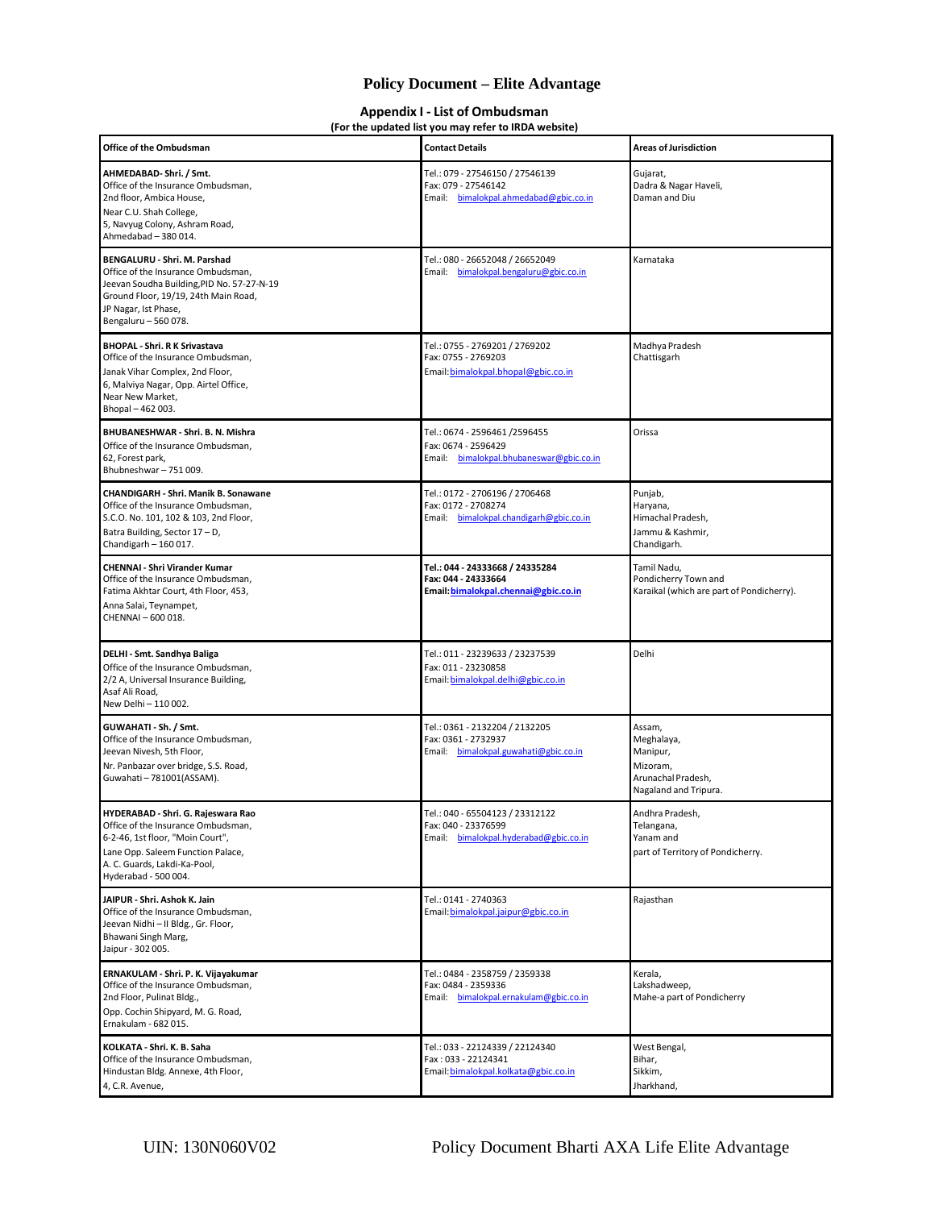## Appendix I - List of Ombudsman

**(For the updated list you may refer to IRDA website)**

| Office of the Ombudsman | Contact Details | Areas of Jurisdiction |
|---|---|---|
| **AHMEDABAD- Shri. / Smt.**<br>Office of the Insurance Ombudsman,<br>2nd floor, Ambica House,<br>Near C.U. Shah College,<br>5, Navyug Colony, Ashram Road,<br>Ahmedabad – 380 014. | Tel.: 079 - 27546150 / 27546139<br>Fax: 079 - 27546142<br>Email: bimalokpal.ahmedabad@gbic.co.in | Gujarat,<br>Dadra & Nagar Haveli,<br>Daman and Diu |
| **BENGALURU - Shri. M. Parshad**<br>Office of the Insurance Ombudsman,<br>Jeevan Soudha Building,PID No. 57-27-N-19<br>Ground Floor, 19/19, 24th Main Road,<br>JP Nagar, Ist Phase,<br>Bengaluru – 560 078. | Tel.: 080 - 26652048 / 26652049<br>Email: bimalokpal.bengaluru@gbic.co.in | Karnataka |
| **BHOPAL - Shri. R K Srivastava**<br>Office of the Insurance Ombudsman,<br>Janak Vihar Complex, 2nd Floor,<br>6, Malviya Nagar, Opp. Airtel Office,<br>Near New Market,<br>Bhopal – 462 003. | Tel.: 0755 - 2769201 / 2769202<br>Fax: 0755 - 2769203<br>Email: bimalokpal.bhopal@gbic.co.in | Madhya Pradesh<br>Chattisgarh |
| **BHUBANESHWAR - Shri. B. N. Mishra**<br>Office of the Insurance Ombudsman,<br>62, Forest park,<br>Bhubneshwar – 751 009. | Tel.: 0674 - 2596461 /2596455<br>Fax: 0674 - 2596429<br>Email: bimalokpal.bhubaneswar@gbic.co.in | Orissa |
| **CHANDIGARH - Shri. Manik B. Sonawane**<br>Office of the Insurance Ombudsman,<br>S.C.O. No. 101, 102 & 103, 2nd Floor,<br>Batra Building, Sector 17 – D,<br>Chandigarh – 160 017. | Tel.: 0172 - 2706196 / 2706468<br>Fax: 0172 - 2708274<br>Email: bimalokpal.chandigarh@gbic.co.in | Punjab,<br>Haryana,<br>Himachal Pradesh,<br>Jammu & Kashmir,<br>Chandigarh. |
| **CHENNAI - Shri Virander Kumar**<br>Office of the Insurance Ombudsman,<br>Fatima Akhtar Court, 4th Floor, 453,<br>Anna Salai, Teynampet,<br>CHENNAI – 600 018. | **Tel.: 044 - 24333668 / 24335284**<br>**Fax: 044 - 24333664**<br>**Email: bimalokpal.chennai@gbic.co.in** | Tamil Nadu,<br>Pondicherry Town and<br>Karaikal (which are part of Pondicherry). |
| **DELHI - Smt. Sandhya Baliga**<br>Office of the Insurance Ombudsman,<br>2/2 A, Universal Insurance Building,<br>Asaf Ali Road,<br>New Delhi – 110 002. | Tel.: 011 - 23239633 / 23237539<br>Fax: 011 - 23230858<br>Email: bimalokpal.delhi@gbic.co.in | Delhi |
| **GUWAHATI - Sh. / Smt.**<br>Office of the Insurance Ombudsman,<br>Jeevan Nivesh, 5th Floor,<br>Nr. Panbazar over bridge, S.S. Road,<br>Guwahati – 781001(ASSAM). | Tel.: 0361 - 2132204 / 2132205<br>Fax: 0361 - 2732937<br>Email: bimalokpal.guwahati@gbic.co.in | Assam,<br>Meghalaya,<br>Manipur,<br>Mizoram,<br>Arunachal Pradesh,<br>Nagaland and Tripura. |
| **HYDERABAD - Shri. G. Rajeswara Rao**<br>Office of the Insurance Ombudsman,<br>6-2-46, 1st floor, "Moin Court",<br>Lane Opp. Saleem Function Palace,<br>A. C. Guards, Lakdi-Ka-Pool,<br>Hyderabad - 500 004. | Tel.: 040 - 65504123 / 23312122<br>Fax: 040 - 23376599<br>Email: bimalokpal.hyderabad@gbic.co.in | Andhra Pradesh,<br>Telangana,<br>Yanam and<br>part of Territory of Pondicherry. |
| **JAIPUR - Shri. Ashok K. Jain**<br>Office of the Insurance Ombudsman,<br>Jeevan Nidhi – II Bldg., Gr. Floor,<br>Bhawani Singh Marg,<br>Jaipur - 302 005. | Tel.: 0141 - 2740363<br>Email: bimalokpal.jaipur@gbic.co.in | Rajasthan |
| **ERNAKULAM - Shri. P. K. Vijayakumar**<br>Office of the Insurance Ombudsman,<br>2nd Floor, Pulinat Bldg.,<br>Opp. Cochin Shipyard, M. G. Road,<br>Ernakulam - 682 015. | Tel.: 0484 - 2358759 / 2359338<br>Fax: 0484 - 2359336<br>Email: bimalokpal.ernakulam@gbic.co.in | Kerala,<br>Lakshadweep,<br>Mahe-a part of Pondicherry |
| **KOLKATA - Shri. K. B. Saha**<br>Office of the Insurance Ombudsman,<br>Hindustan Bldg. Annexe, 4th Floor,<br>4, C.R. Avenue, | Tel.: 033 - 22124339 / 22124340<br>Fax : 033 - 22124341<br>Email: bimalokpal.kolkata@gbic.co.in | West Bengal,<br>Bihar,<br>Sikkim,<br>Jharkhand, |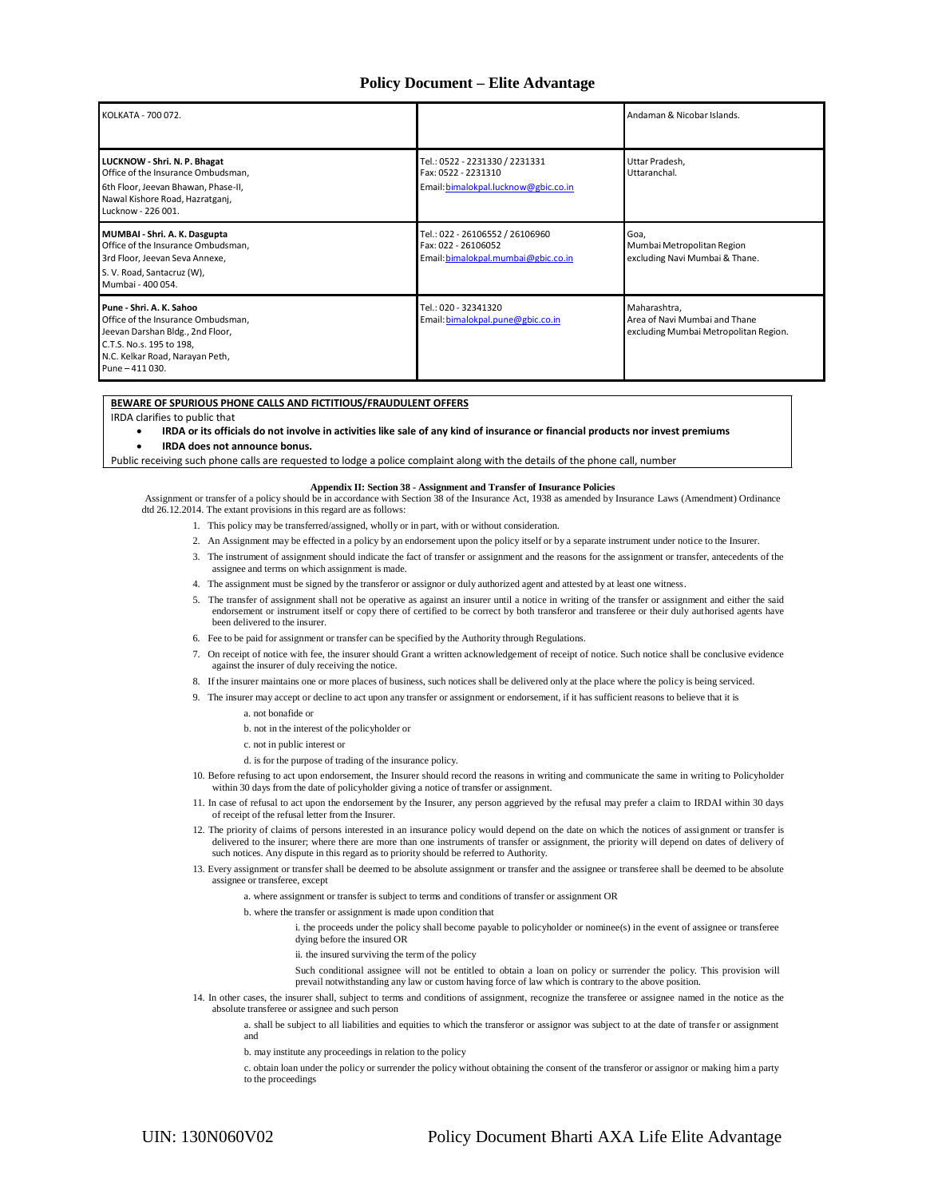| KOLKATA - 700 072. | | Andaman & Nicobar Islands. |
|---|---|---|
| **LUCKNOW - Shri. N. P. Bhagat**<br>Office of the Insurance Ombudsman,<br>6th Floor, Jeevan Bhawan, Phase-II,<br>Nawal Kishore Road, Hazratganj,<br>Lucknow - 226 001. | Tel.: 0522 - 2231330 / 2231331<br>Fax: 0522 - 2231310<br>Email: bimalokpal.lucknow@gbic.co.in | Uttar Pradesh,<br>Uttaranchal. |
| **MUMBAI - Shri. A. K. Dasgupta**<br>Office of the Insurance Ombudsman,<br>3rd Floor, Jeevan Seva Annexe,<br>S. V. Road, Santacruz (W),<br>Mumbai - 400 054. | Tel.: 022 - 26106552 / 26106960<br>Fax: 022 - 26106052<br>Email: bimalokpal.mumbai@gbic.co.in | Goa,<br>Mumbai Metropolitan Region<br>excluding Navi Mumbai & Thane. |
| **Pune - Shri. A. K. Sahoo**<br>Office of the Insurance Ombudsman,<br>Jeevan Darshan Bldg., 2nd Floor,<br>C.T.S. No.s. 195 to 198,<br>N.C. Kelkar Road, Narayan Peth,<br>Pune – 411 030. | Tel.: 020 - 32341320<br>Email: bimalokpal.pune@gbic.co.in | Maharashtra,<br>Area of Navi Mumbai and Thane<br>excluding Mumbai Metropolitan Region. |

**BEWARE OF SPURIOUS PHONE CALLS AND FICTITIOUS/FRAUDULENT OFFERS**

IRDA clarifies to public that

- **IRDA or its officials do not involve in activities like sale of any kind of insurance or financial products nor invest premiums**
- **IRDA does not announce bonus.**

Public receiving such phone calls are requested to lodge a police complaint along with the details of the phone call, number

### Appendix II: Section 38 - Assignment and Transfer of Insurance Policies

Assignment or transfer of a policy should be in accordance with Section 38 of the Insurance Act, 1938 as amended by Insurance Laws (Amendment) Ordinance dtd 26.12.2014. The extant provisions in this regard are as follows:

1. This policy may be transferred/assigned, wholly or in part, with or without consideration.
2. An Assignment may be effected in a policy by an endorsement upon the policy itself or by a separate instrument under notice to the Insurer.
3. The instrument of assignment should indicate the fact of transfer or assignment and the reasons for the assignment or transfer, antecedents of the assignee and terms on which assignment is made.
4. The assignment must be signed by the transferor or assignor or duly authorized agent and attested by at least one witness.
5. The transfer of assignment shall not be operative as against an insurer until a notice in writing of the transfer or assignment and either the said endorsement or instrument itself or copy there of certified to be correct by both transferor and transferee or their duly authorised agents have been delivered to the insurer.
6. Fee to be paid for assignment or transfer can be specified by the Authority through Regulations.
7. On receipt of notice with fee, the insurer should Grant a written acknowledgement of receipt of notice. Such notice shall be conclusive evidence against the insurer of duly receiving the notice.
8. If the insurer maintains one or more places of business, such notices shall be delivered only at the place where the policy is being serviced.
9. The insurer may accept or decline to act upon any transfer or assignment or endorsement, if it has sufficient reasons to believe that it is
    a. not bonafide or
    b. not in the interest of the policyholder or
    c. not in public interest or
    d. is for the purpose of trading of the insurance policy.
10. Before refusing to act upon endorsement, the Insurer should record the reasons in writing and communicate the same in writing to Policyholder within 30 days from the date of policyholder giving a notice of transfer or assignment.
11. In case of refusal to act upon the endorsement by the Insurer, any person aggrieved by the refusal may prefer a claim to IRDAI within 30 days of receipt of the refusal letter from the Insurer.
12. The priority of claims of persons interested in an insurance policy would depend on the date on which the notices of assignment or transfer is delivered to the insurer; where there are more than one instruments of transfer or assignment, the priority will depend on dates of delivery of such notices. Any dispute in this regard as to priority should be referred to Authority.
13. Every assignment or transfer shall be deemed to be absolute assignment or transfer and the assignee or transferee shall be deemed to be absolute assignee or transferee, except
    a. where assignment or transfer is subject to terms and conditions of transfer or assignment OR
    b. where the transfer or assignment is made upon condition that
        i. the proceeds under the policy shall become payable to policyholder or nominee(s) in the event of assignee or transferee dying before the insured OR
        ii. the insured surviving the term of the policy

        Such conditional assignee will not be entitled to obtain a loan on policy or surrender the policy. This provision will prevail notwithstanding any law or custom having force of law which is contrary to the above position.
14. In other cases, the insurer shall, subject to terms and conditions of assignment, recognize the transferee or assignee named in the notice as the absolute transferee or assignee and such person
    a. shall be subject to all liabilities and equities to which the transferor or assignor was subject to at the date of transfer or assignment and
    b. may institute any proceedings in relation to the policy
    c. obtain loan under the policy or surrender the policy without obtaining the consent of the transferor or assignor or making him a party to the proceedings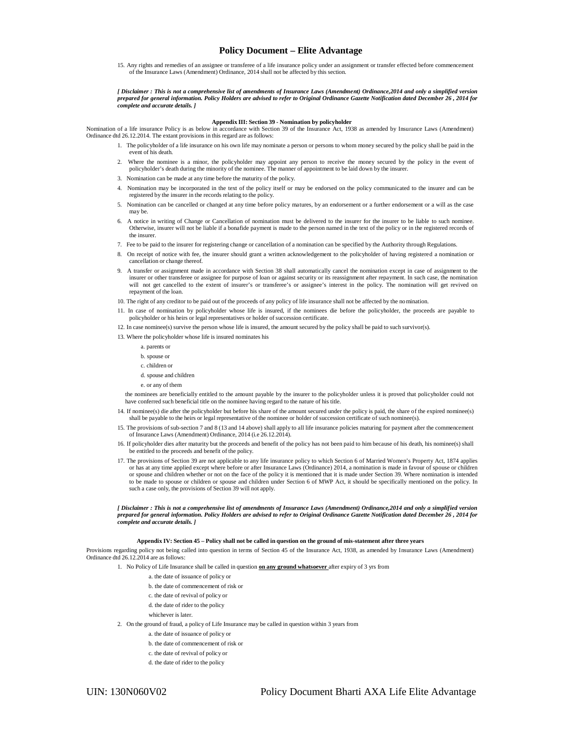15. Any rights and remedies of an assignee or transferee of a life insurance policy under an assignment or transfer effected before commencement of the Insurance Laws (Amendment) Ordinance, 2014 shall not be affected by this section.

***[ Disclaimer : This is not a comprehensive list of amendments of Insurance Laws (Amendment) Ordinance,2014 and only a simplified version prepared for general information. Policy Holders are advised to refer to Original Ordinance Gazette Notification dated December 26 , 2014 for complete and accurate details. ]***

### Appendix III: Section 39 - Nomination by policyholder

Nomination of a life insurance Policy is as below in accordance with Section 39 of the Insurance Act, 1938 as amended by Insurance Laws (Amendment) Ordinance dtd 26.12.2014. The extant provisions in this regard are as follows:

1. The policyholder of a life insurance on his own life may nominate a person or persons to whom money secured by the policy shall be paid in the event of his death.
2. Where the nominee is a minor, the policyholder may appoint any person to receive the money secured by the policy in the event of policyholder's death during the minority of the nominee. The manner of appointment to be laid down by the insurer.
3. Nomination can be made at any time before the maturity of the policy.
4. Nomination may be incorporated in the text of the policy itself or may be endorsed on the policy communicated to the insurer and can be registered by the insurer in the records relating to the policy.
5. Nomination can be cancelled or changed at any time before policy matures, by an endorsement or a further endorsement or a will as the case may be.
6. A notice in writing of Change or Cancellation of nomination must be delivered to the insurer for the insurer to be liable to such nominee. Otherwise, insurer will not be liable if a bonafide payment is made to the person named in the text of the policy or in the registered records of the insurer.
7. Fee to be paid to the insurer for registering change or cancellation of a nomination can be specified by the Authority through Regulations.
8. On receipt of notice with fee, the insurer should grant a written acknowledgement to the policyholder of having registered a nomination or cancellation or change thereof.
9. A transfer or assignment made in accordance with Section 38 shall automatically cancel the nomination except in case of assignment to the insurer or other transferee or assignee for purpose of loan or against security or its reassignment after repayment. In such case, the nomination will not get cancelled to the extent of insurer's or transferee's or assignee's interest in the policy. The nomination will get revived on repayment of the loan.
10. The right of any creditor to be paid out of the proceeds of any policy of life insurance shall not be affected by the nomination.
11. In case of nomination by policyholder whose life is insured, if the nominees die before the policyholder, the proceeds are payable to policyholder or his heirs or legal representatives or holder of succession certificate.
12. In case nominee(s) survive the person whose life is insured, the amount secured by the policy shall be paid to such survivor(s).
13. Where the policyholder whose life is insured nominates his
    a. parents or
    b. spouse or
    c. children or
    d. spouse and children
    e. or any of them

    the nominees are beneficially entitled to the amount payable by the insurer to the policyholder unless it is proved that policyholder could not have conferred such beneficial title on the nominee having regard to the nature of his title.
14. If nominee(s) die after the policyholder but before his share of the amount secured under the policy is paid, the share of the expired nominee(s) shall be payable to the heirs or legal representative of the nominee or holder of succession certificate of such nominee(s).
15. The provisions of sub-section 7 and 8 (13 and 14 above) shall apply to all life insurance policies maturing for payment after the commencement of Insurance Laws (Amendment) Ordinance, 2014 (i.e 26.12.2014).
16. If policyholder dies after maturity but the proceeds and benefit of the policy has not been paid to him because of his death, his nominee(s) shall be entitled to the proceeds and benefit of the policy.
17. The provisions of Section 39 are not applicable to any life insurance policy to which Section 6 of Married Women's Property Act, 1874 applies or has at any time applied except where before or after Insurance Laws (Ordinance) 2014, a nomination is made in favour of spouse or children or spouse and children whether or not on the face of the policy it is mentioned that it is made under Section 39. Where nomination is intended to be made to spouse or children or spouse and children under Section 6 of MWP Act, it should be specifically mentioned on the policy. In such a case only, the provisions of Section 39 will not apply.

***[ Disclaimer : This is not a comprehensive list of amendments of Insurance Laws (Amendment) Ordinance,2014 and only a simplified version prepared for general information. Policy Holders are advised to refer to Original Ordinance Gazette Notification dated December 26 , 2014 for complete and accurate details. ]***

### Appendix IV: Section 45 – Policy shall not be called in question on the ground of mis-statement after three years

Provisions regarding policy not being called into question in terms of Section 45 of the Insurance Act, 1938, as amended by Insurance Laws (Amendment) Ordinance dtd 26.12.2014 are as follows:

1. No Policy of Life Insurance shall be called in question **on any ground whatsoever** after expiry of 3 yrs from
    a. the date of issuance of policy or
    b. the date of commencement of risk or
    c. the date of revival of policy or
    d. the date of rider to the policy

    whichever is later.
2. On the ground of fraud, a policy of Life Insurance may be called in question within 3 years from
    a. the date of issuance of policy or
    b. the date of commencement of risk or
    c. the date of revival of policy or
    d. the date of rider to the policy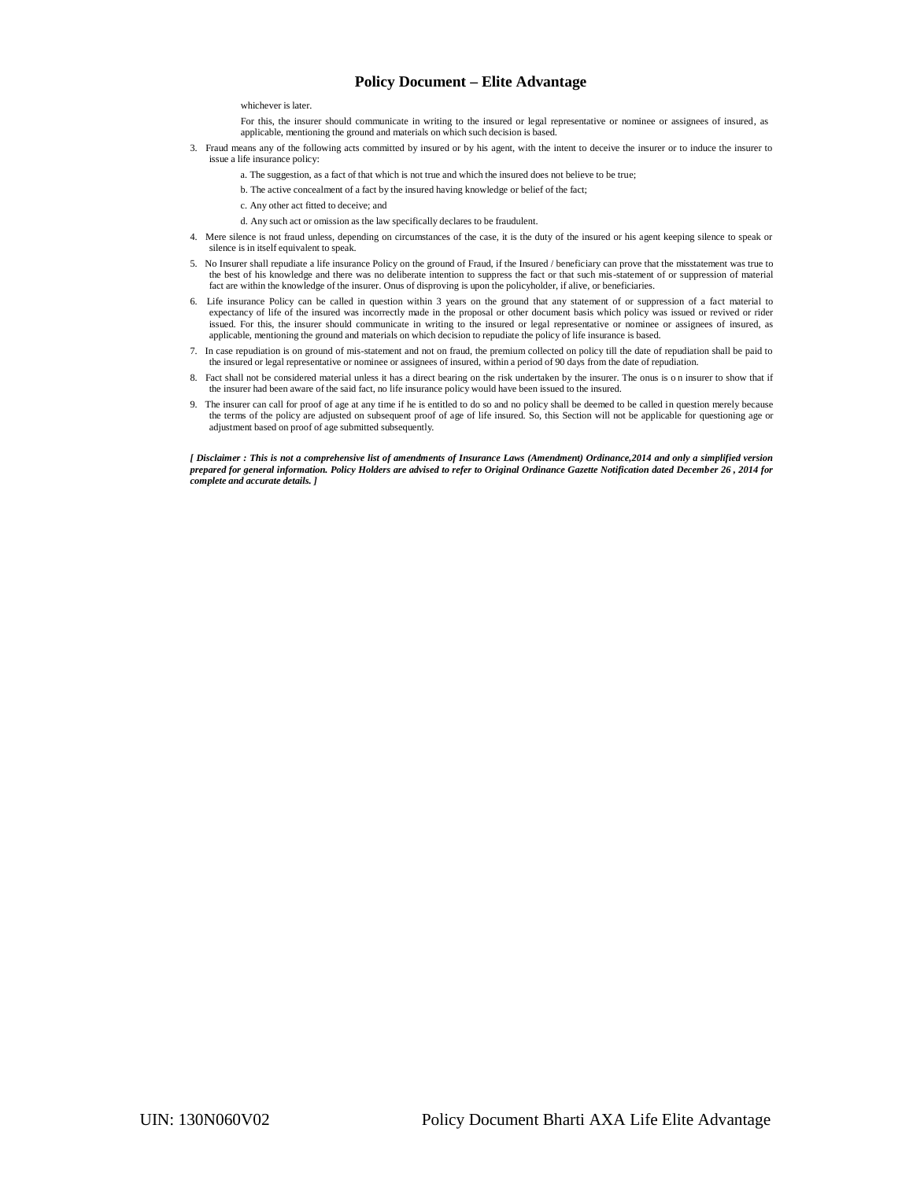whichever is later.

For this, the insurer should communicate in writing to the insured or legal representative or nominee or assignees of insured, as applicable, mentioning the ground and materials on which such decision is based.

3. Fraud means any of the following acts committed by insured or by his agent, with the intent to deceive the insurer or to induce the insurer to issue a life insurance policy:

   a. The suggestion, as a fact of that which is not true and which the insured does not believe to be true;

   b. The active concealment of a fact by the insured having knowledge or belief of the fact;

   c. Any other act fitted to deceive; and

   d. Any such act or omission as the law specifically declares to be fraudulent.

4. Mere silence is not fraud unless, depending on circumstances of the case, it is the duty of the insured or his agent keeping silence to speak or silence is in itself equivalent to speak.

5. No Insurer shall repudiate a life insurance Policy on the ground of Fraud, if the Insured / beneficiary can prove that the misstatement was true to the best of his knowledge and there was no deliberate intention to suppress the fact or that such mis-statement of or suppression of material fact are within the knowledge of the insurer. Onus of disproving is upon the policyholder, if alive, or beneficiaries.

6. Life insurance Policy can be called in question within 3 years on the ground that any statement of or suppression of a fact material to expectancy of life of the insured was incorrectly made in the proposal or other document basis which policy was issued or revived or rider issued. For this, the insurer should communicate in writing to the insured or legal representative or nominee or assignees of insured, as applicable, mentioning the ground and materials on which decision to repudiate the policy of life insurance is based.

7. In case repudiation is on ground of mis-statement and not on fraud, the premium collected on policy till the date of repudiation shall be paid to the insured or legal representative or nominee or assignees of insured, within a period of 90 days from the date of repudiation.

8. Fact shall not be considered material unless it has a direct bearing on the risk undertaken by the insurer. The onus is o n insurer to show that if the insurer had been aware of the said fact, no life insurance policy would have been issued to the insured.

9. The insurer can call for proof of age at any time if he is entitled to do so and no policy shall be deemed to be called in question merely because the terms of the policy are adjusted on subsequent proof of age of life insured. So, this Section will not be applicable for questioning age or adjustment based on proof of age submitted subsequently.

***[ Disclaimer : This is not a comprehensive list of amendments of Insurance Laws (Amendment) Ordinance,2014 and only a simplified version prepared for general information. Policy Holders are advised to refer to Original Ordinance Gazette Notification dated December 26 , 2014 for complete and accurate details. ]***